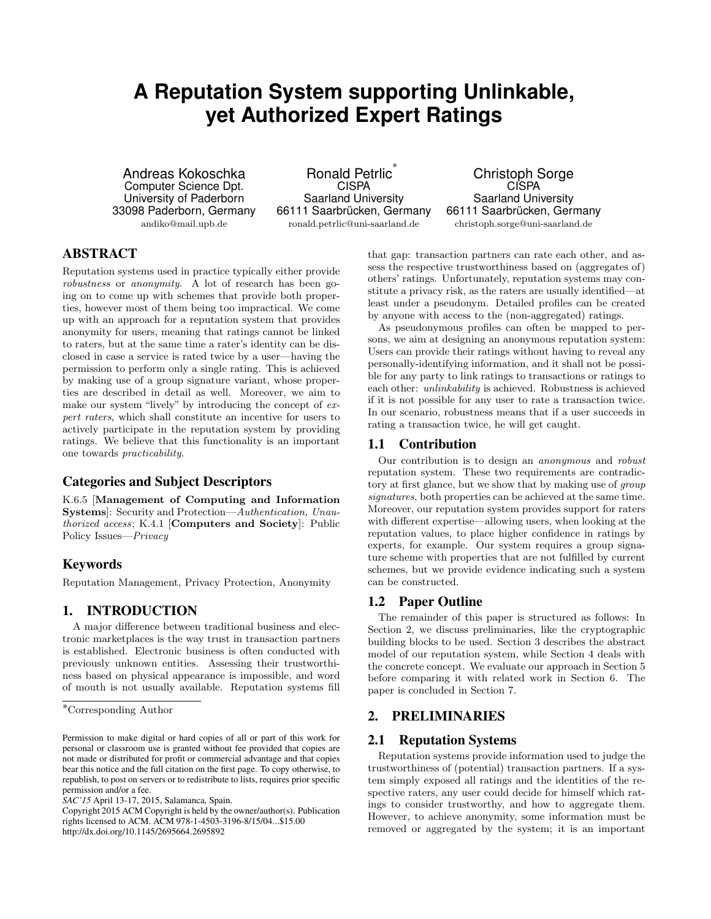# A Reputation System supporting Unlinkable, yet Authorized Expert Ratings

Andreas Kokoschka
Computer Science Dpt.
University of Paderborn
33098 Paderborn, Germany
andiko@mail.upb.de

Ronald Petrlic[*]
CISPA
Saarland University
66111 Saarbrücken, Germany
ronald.petrlic@uni-saarland.de

Christoph Sorge
CISPA
Saarland University
66111 Saarbrücken, Germany
christoph.sorge@uni-saarland.de

## ABSTRACT

Reputation systems used in practice typically either provide *robustness* or *anonymity*. A lot of research has been going on to come up with schemes that provide both properties, however most of them being too impractical. We come up with an approach for a reputation system that provides anonymity for users, meaning that ratings cannot be linked to raters, but at the same time a rater's identity can be disclosed in case a service is rated twice by a user—having the permission to perform only a single rating. This is achieved by making use of a group signature variant, whose properties are described in detail as well. Moreover, we aim to make our system "lively" by introducing the concept of *expert raters*, which shall constitute an incentive for users to actively participate in the reputation system by providing ratings. We believe that this functionality is an important one towards *practicability*.

### Categories and Subject Descriptors

K.6.5 [**Management of Computing and Information Systems**]: Security and Protection—*Authentication, Unauthorized access*; K.4.1 [**Computers and Society**]: Public Policy Issues—*Privacy*

### Keywords

Reputation Management, Privacy Protection, Anonymity

## 1. INTRODUCTION

A major difference between traditional business and electronic marketplaces is the way trust in transaction partners is established. Electronic business is often conducted with previously unknown entities. Assessing their trustworthiness based on physical appearance is impossible, and word of mouth is not usually available. Reputation systems fill that gap: transaction partners can rate each other, and assess the respective trustworthiness based on (aggregates of) others' ratings. Unfortunately, reputation systems may constitute a privacy risk, as the raters are usually identified—at least under a pseudonym. Detailed profiles can be created by anyone with access to the (non-aggregated) ratings.

As pseudonymous profiles can often be mapped to persons, we aim at designing an anonymous reputation system: Users can provide their ratings without having to reveal any personally-identifying information, and it shall not be possible for any party to link ratings to transactions or ratings to each other: *unlinkability* is achieved. Robustness is achieved if it is not possible for any user to rate a transaction twice. In our scenario, robustness means that if a user succeeds in rating a transaction twice, he will get caught.

[*]Corresponding Author

Permission to make digital or hard copies of all or part of this work for personal or classroom use is granted without fee provided that copies are not made or distributed for profit or commercial advantage and that copies bear this notice and the full citation on the first page. To copy otherwise, to republish, to post on servers or to redistribute to lists, requires prior specific permission and/or a fee.
*SAC'15* April 13-17, 2015, Salamanca, Spain.
Copyright 2015 ACM Copyright is held by the owner/author(s). Publication rights licensed to ACM. ACM 978-1-4503-3196-8/15/04...$15.00
http://dx.doi.org/10.1145/2695664.2695892

### 1.1 Contribution

Our contribution is to design an *anonymous* and *robust* reputation system. These two requirements are contradictory at first glance, but we show that by making use of *group signatures*, both properties can be achieved at the same time. Moreover, our reputation system provides support for raters with different expertise—allowing users, when looking at the reputation values, to place higher confidence in ratings by experts, for example. Our system requires a group signature scheme with properties that are not fulfilled by current schemes, but we provide evidence indicating such a system can be constructed.

### 1.2 Paper Outline

The remainder of this paper is structured as follows: In Section 2, we discuss preliminaries, like the cryptographic building blocks to be used. Section 3 describes the abstract model of our reputation system, while Section 4 deals with the concrete concept. We evaluate our approach in Section 5 before comparing it with related work in Section 6. The paper is concluded in Section 7.

## 2. PRELIMINARIES

### 2.1 Reputation Systems

Reputation systems provide information used to judge the trustworthiness of (potential) transaction partners. If a system simply exposed all ratings and the identities of the respective raters, any user could decide for himself which ratings to consider trustworthy, and how to aggregate them. However, to achieve anonymity, some information must be removed or aggregated by the system; it is an important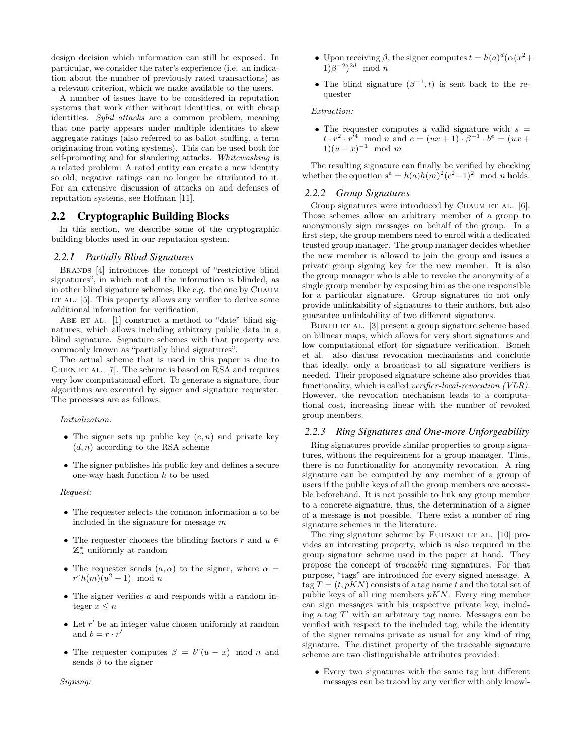design decision which information can still be exposed. In particular, we consider the rater's experience (i.e. an indication about the number of previously rated transactions) as a relevant criterion, which we make available to the users.

A number of issues have to be considered in reputation systems that work either without identities, or with cheap identities. *Sybil attacks* are a common problem, meaning that one party appears under multiple identities to skew aggregate ratings (also referred to as ballot stuffing, a term originating from voting systems). This can be used both for self-promoting and for slandering attacks. *Whitewashing* is a related problem: A rated entity can create a new identity so old, negative ratings can no longer be attributed to it. For an extensive discussion of attacks on and defenses of reputation systems, see Hoffman [11].

## 2.2 Cryptographic Building Blocks

In this section, we describe some of the cryptographic building blocks used in our reputation system.

### 2.2.1 Partially Blind Signatures

Brands [4] introduces the concept of "restrictive blind signatures", in which not all the information is blinded, as in other blind signature schemes, like e.g. the one by Chaum et al. [5]. This property allows any verifier to derive some additional information for verification.

Abe et al. [1] construct a method to "date" blind signatures, which allows including arbitrary public data in a blind signature. Signature schemes with that property are commonly known as "partially blind signatures".

The actual scheme that is used in this paper is due to Chien et al. [7]. The scheme is based on RSA and requires very low computational effort. To generate a signature, four algorithms are executed by signer and signature requester. The processes are as follows:

*Initialization:*

- The signer sets up public key $(e, n)$ and private key $(d, n)$ according to the RSA scheme
- The signer publishes his public key and defines a secure one-way hash function $h$ to be used

*Request:*

- The requester selects the common information $a$ to be included in the signature for message $m$
- The requester chooses the blinding factors $r$ and $u \in \mathbb{Z}_n^*$ uniformly at random
- The requester sends $(a, \alpha)$ to the signer, where $\alpha = r^e h(m)(u^2 + 1) \mod n$
- The signer verifies $a$ and responds with a random integer $x \leq n$
- Let $r'$ be an integer value chosen uniformly at random and $b = r \cdot r'$
- The requester computes $\beta = b^e(u - x) \mod n$ and sends $\beta$ to the signer

*Signing:*

- Upon receiving $\beta$, the signer computes $t = h(a)^d(\alpha(x^2 + 1)\beta^{-2})^{2d} \mod n$
- The blind signature $(\beta^{-1}, t)$ is sent back to the requester

*Extraction:*

- The requester computes a valid signature with $s = t \cdot r^2 \cdot r'^4 \mod n$ and $c = (ux + 1) \cdot \beta^{-1} \cdot b^e = (ux + 1)(u - x)^{-1} \mod m$

The resulting signature can finally be verified by checking whether the equation $s^e = h(a)h(m)^2(c^2+1)^2 \mod n$ holds.

### 2.2.2 Group Signatures

Group signatures were introduced by Chaum et al. [6]. Those schemes allow an arbitrary member of a group to anonymously sign messages on behalf of the group. In a first step, the group members need to enroll with a dedicated trusted group manager. The group manager decides whether the new member is allowed to join the group and issues a private group signing key for the new member. It is also the group manager who is able to revoke the anonymity of a single group member by exposing him as the one responsible for a particular signature. Group signatures do not only provide unlinkability of signatures to their authors, but also guarantee unlinkability of two different signatures.

Boneh et al. [3] present a group signature scheme based on bilinear maps, which allows for very short signatures and low computational effort for signature verification. Boneh et al. also discuss revocation mechanisms and conclude that ideally, only a broadcast to all signature verifiers is needed. Their proposed signature scheme also provides that functionality, which is called *verifier-local-revocation (VLR)*. However, the revocation mechanism leads to a computational cost, increasing linear with the number of revoked group members.

### 2.2.3 Ring Signatures and One-more Unforgeability

Ring signatures provide similar properties to group signatures, without the requirement for a group manager. Thus, there is no functionality for anonymity revocation. A ring signature can be computed by any member of a group of users if the public keys of all the group members are accessible beforehand. It is not possible to link any group member to a concrete signature, thus, the determination of a signer of a message is not possible. There exist a number of ring signature schemes in the literature.

The ring signature scheme by Fujisaki et al. [10] provides an interesting property, which is also required in the group signature scheme used in the paper at hand. They propose the concept of *traceable* ring signatures. For that purpose, "tags" are introduced for every signed message. A tag $T = (t, pKN)$ consists of a tag name $t$ and the total set of public keys of all ring members $pKN$. Every ring member can sign messages with his respective private key, including a tag $T'$ with an arbitrary tag name. Messages can be verified with respect to the included tag, while the identity of the signer remains private as usual for any kind of ring signature. The distinct property of the traceable signature scheme are two distinguishable attributes provided:

- Every two signatures with the same tag but different messages can be traced by any verifier with only knowl-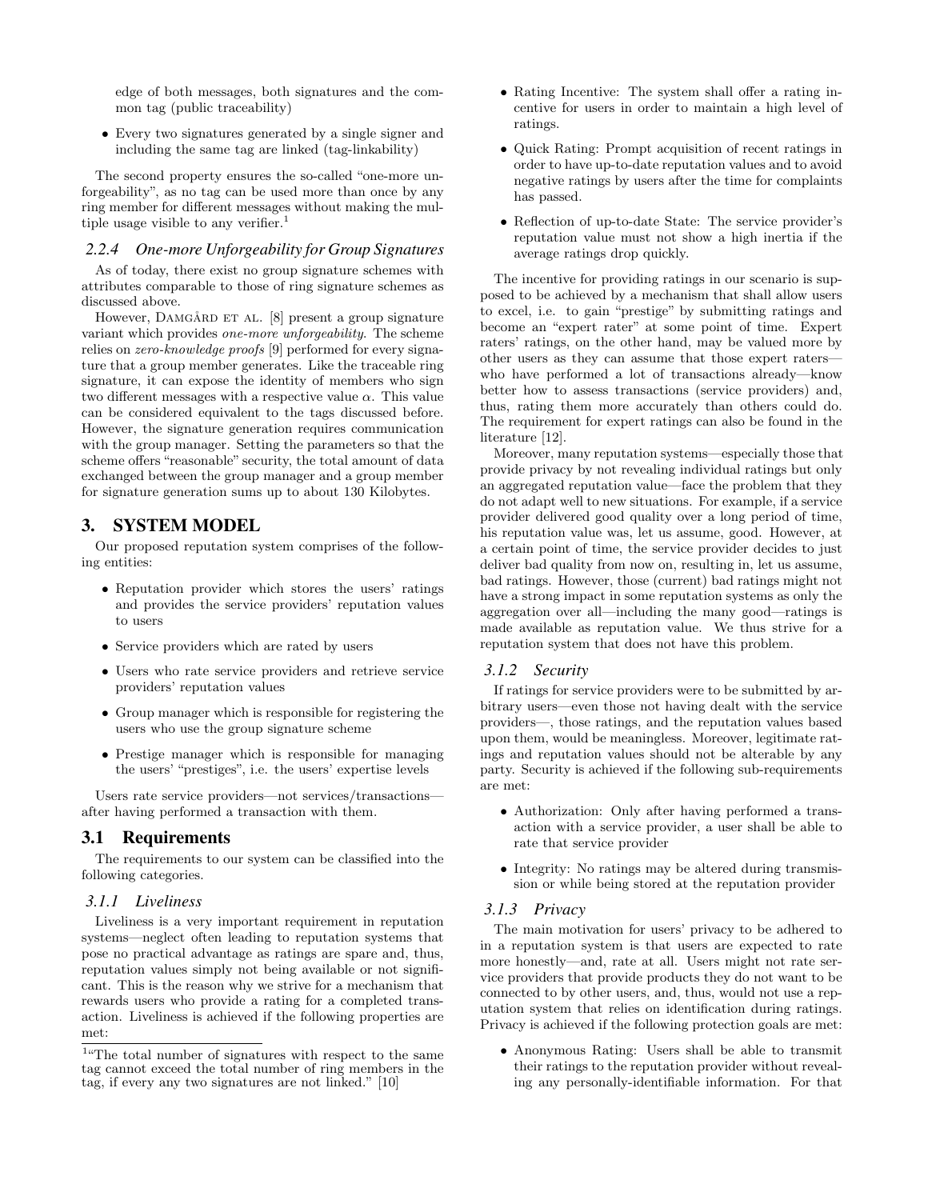edge of both messages, both signatures and the common tag (public traceability)

- Every two signatures generated by a single signer and including the same tag are linked (tag-linkability)

The second property ensures the so-called "one-more unforgeability", as no tag can be used more than once by any ring member for different messages without making the multiple usage visible to any verifier.[1]

#### 2.2.4 One-more Unforgeability for Group Signatures

As of today, there exist no group signature schemes with attributes comparable to those of ring signature schemes as discussed above.

However, DAMGÅRD ET AL. [8] present a group signature variant which provides *one-more unforgeability*. The scheme relies on *zero-knowledge proofs* [9] performed for every signature that a group member generates. Like the traceable ring signature, it can expose the identity of members who sign two different messages with a respective value $\alpha$. This value can be considered equivalent to the tags discussed before. However, the signature generation requires communication with the group manager. Setting the parameters so that the scheme offers "reasonable" security, the total amount of data exchanged between the group manager and a group member for signature generation sums up to about 130 Kilobytes.

## 3. SYSTEM MODEL

Our proposed reputation system comprises of the following entities:

- Reputation provider which stores the users' ratings and provides the service providers' reputation values to users
- Service providers which are rated by users
- Users who rate service providers and retrieve service providers' reputation values
- Group manager which is responsible for registering the users who use the group signature scheme
- Prestige manager which is responsible for managing the users' "prestiges", i.e. the users' expertise levels

Users rate service providers—not services/transactions—after having performed a transaction with them.

### 3.1 Requirements

The requirements to our system can be classified into the following categories.

#### 3.1.1 Liveliness

Liveliness is a very important requirement in reputation systems—neglect often leading to reputation systems that pose no practical advantage as ratings are spare and, thus, reputation values simply not being available or not significant. This is the reason why we strive for a mechanism that rewards users who provide a rating for a completed transaction. Liveliness is achieved if the following properties are met:

- Rating Incentive: The system shall offer a rating incentive for users in order to maintain a high level of ratings.
- Quick Rating: Prompt acquisition of recent ratings in order to have up-to-date reputation values and to avoid negative ratings by users after the time for complaints has passed.
- Reflection of up-to-date State: The service provider's reputation value must not show a high inertia if the average ratings drop quickly.

The incentive for providing ratings in our scenario is supposed to be achieved by a mechanism that shall allow users to excel, i.e. to gain "prestige" by submitting ratings and become an "expert rater" at some point of time. Expert raters' ratings, on the other hand, may be valued more by other users as they can assume that those expert raters—who have performed a lot of transactions already—know better how to assess transactions (service providers) and, thus, rating them more accurately than others could do. The requirement for expert ratings can also be found in the literature [12].

Moreover, many reputation systems—especially those that provide privacy by not revealing individual ratings but only an aggregated reputation value—face the problem that they do not adapt well to new situations. For example, if a service provider delivered good quality over a long period of time, his reputation value was, let us assume, good. However, at a certain point of time, the service provider decides to just deliver bad quality from now on, resulting in, let us assume, bad ratings. However, those (current) bad ratings might not have a strong impact in some reputation systems as only the aggregation over all—including the many good—ratings is made available as reputation value. We thus strive for a reputation system that does not have this problem.

#### 3.1.2 Security

If ratings for service providers were to be submitted by arbitrary users—even those not having dealt with the service providers—, those ratings, and the reputation values based upon them, would be meaningless. Moreover, legitimate ratings and reputation values should not be alterable by any party. Security is achieved if the following sub-requirements are met:

- Authorization: Only after having performed a transaction with a service provider, a user shall be able to rate that service provider
- Integrity: No ratings may be altered during transmission or while being stored at the reputation provider

#### 3.1.3 Privacy

The main motivation for users' privacy to be adhered to in a reputation system is that users are expected to rate more honestly—and, rate at all. Users might not rate service providers that provide products they do not want to be connected to by other users, and, thus, would not use a reputation system that relies on identification during ratings. Privacy is achieved if the following protection goals are met:

- Anonymous Rating: Users shall be able to transmit their ratings to the reputation provider without revealing any personally-identifiable information. For that

[1] "The total number of signatures with respect to the same tag cannot exceed the total number of ring members in the tag, if every any two signatures are not linked." [10]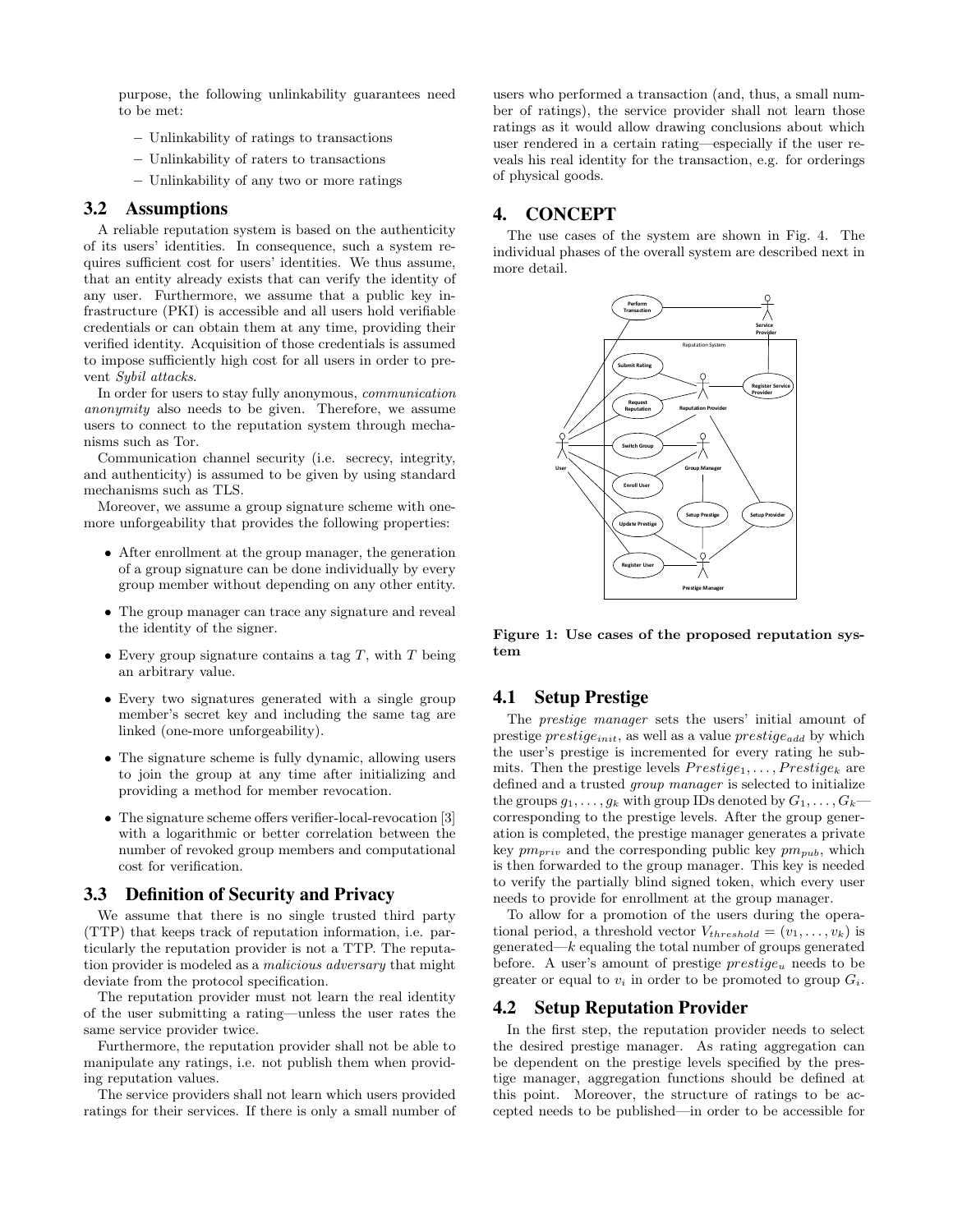purpose, the following unlinkability guarantees need to be met:

- Unlinkability of ratings to transactions
- Unlinkability of raters to transactions
- Unlinkability of any two or more ratings

## 3.2 Assumptions

A reliable reputation system is based on the authenticity of its users' identities. In consequence, such a system requires sufficient cost for users' identities. We thus assume, that an entity already exists that can verify the identity of any user. Furthermore, we assume that a public key infrastructure (PKI) is accessible and all users hold verifiable credentials or can obtain them at any time, providing their verified identity. Acquisition of those credentials is assumed to impose sufficiently high cost for all users in order to prevent *Sybil attacks*.

In order for users to stay fully anonymous, *communication anonymity* also needs to be given. Therefore, we assume users to connect to the reputation system through mechanisms such as Tor.

Communication channel security (i.e. secrecy, integrity, and authenticity) is assumed to be given by using standard mechanisms such as TLS.

Moreover, we assume a group signature scheme with one-more unforgeability that provides the following properties:

- After enrollment at the group manager, the generation of a group signature can be done individually by every group member without depending on any other entity.
- The group manager can trace any signature and reveal the identity of the signer.
- Every group signature contains a tag $T$, with $T$ being an arbitrary value.
- Every two signatures generated with a single group member's secret key and including the same tag are linked (one-more unforgeability).
- The signature scheme is fully dynamic, allowing users to join the group at any time after initializing and providing a method for member revocation.
- The signature scheme offers verifier-local-revocation [3] with a logarithmic or better correlation between the number of revoked group members and computational cost for verification.

## 3.3 Definition of Security and Privacy

We assume that there is no single trusted third party (TTP) that keeps track of reputation information, i.e. particularly the reputation provider is not a TTP. The reputation provider is modeled as a *malicious adversary* that might deviate from the protocol specification.

The reputation provider must not learn the real identity of the user submitting a rating—unless the user rates the same service provider twice.

Furthermore, the reputation provider shall not be able to manipulate any ratings, i.e. not publish them when providing reputation values.

The service providers shall not learn which users provided ratings for their services. If there is only a small number of users who performed a transaction (and, thus, a small number of ratings), the service provider shall not learn those ratings as it would allow drawing conclusions about which user rendered in a certain rating—especially if the user reveals his real identity for the transaction, e.g. for orderings of physical goods.

# 4. CONCEPT

The use cases of the system are shown in Fig. 4. The individual phases of the overall system are described next in more detail.

**Figure 1: Use cases of the proposed reputation system**

## 4.1 Setup Prestige

The *prestige manager* sets the users' initial amount of prestige $prestige_{init}$, as well as a value $prestige_{add}$ by which the user's prestige is incremented for every rating he submits. Then the prestige levels $Prestige_1, \ldots, Prestige_k$ are defined and a trusted *group manager* is selected to initialize the groups $g_1, \ldots, g_k$ with group IDs denoted by $G_1, \ldots, G_k$—corresponding to the prestige levels. After the group generation is completed, the prestige manager generates a private key $pm_{priv}$ and the corresponding public key $pm_{pub}$, which is then forwarded to the group manager. This key is needed to verify the partially blind signed token, which every user needs to provide for enrollment at the group manager.

To allow for a promotion of the users during the operational period, a threshold vector $V_{threshold} = (v_1, \ldots, v_k)$ is generated—$k$ equaling the total number of groups generated before. A user's amount of prestige $prestige_u$ needs to be greater or equal to $v_i$ in order to be promoted to group $G_i$.

## 4.2 Setup Reputation Provider

In the first step, the reputation provider needs to select the desired prestige manager. As rating aggregation can be dependent on the prestige levels specified by the prestige manager, aggregation functions should be defined at this point. Moreover, the structure of ratings to be accepted needs to be published—in order to be accessible for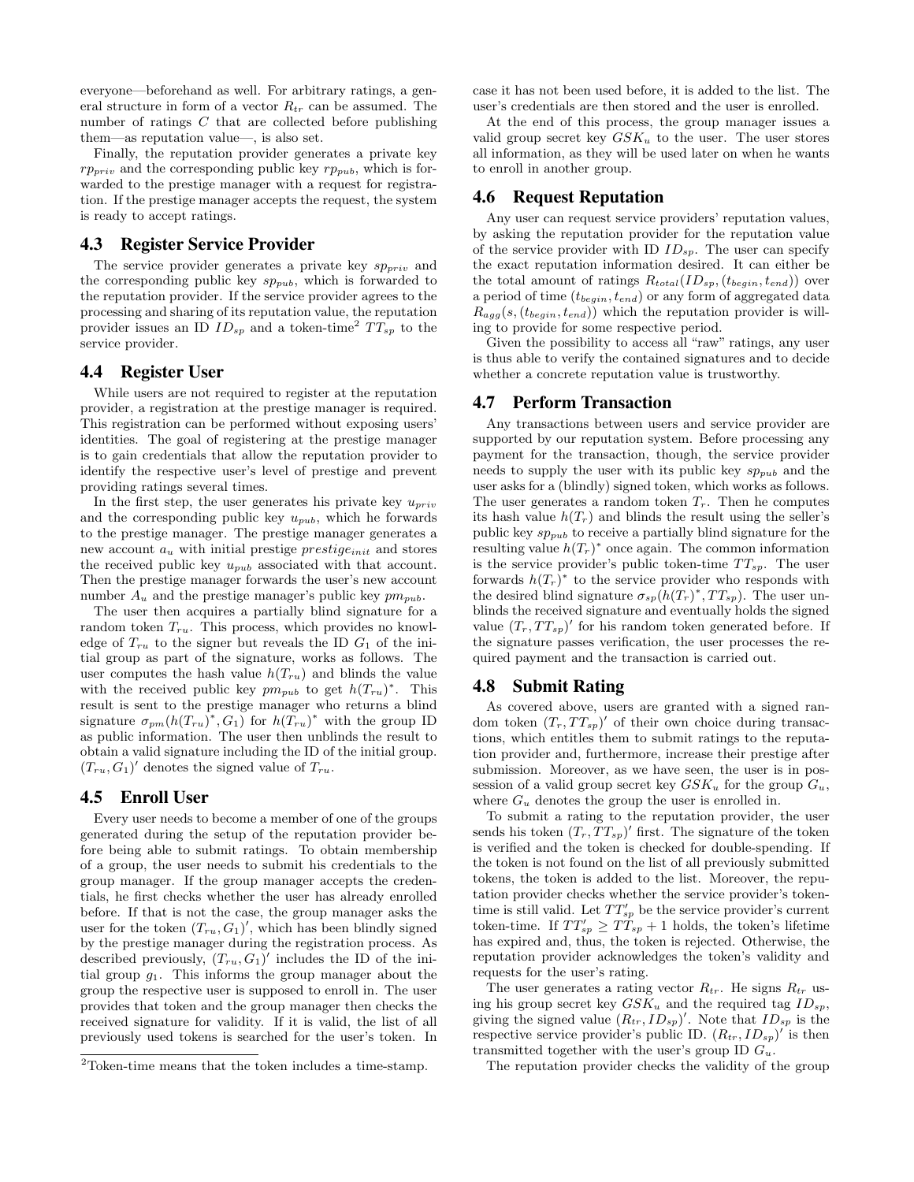everyone—beforehand as well. For arbitrary ratings, a general structure in form of a vector $R_{tr}$ can be assumed. The number of ratings $C$ that are collected before publishing them—as reputation value—, is also set.

Finally, the reputation provider generates a private key $rp_{priv}$ and the corresponding public key $rp_{pub}$, which is forwarded to the prestige manager with a request for registration. If the prestige manager accepts the request, the system is ready to accept ratings.

## 4.3 Register Service Provider

The service provider generates a private key $sp_{priv}$ and the corresponding public key $sp_{pub}$, which is forwarded to the reputation provider. If the service provider agrees to the processing and sharing of its reputation value, the reputation provider issues an ID $ID_{sp}$ and a token-time[2] $TT_{sp}$ to the service provider.

## 4.4 Register User

While users are not required to register at the reputation provider, a registration at the prestige manager is required. This registration can be performed without exposing users' identities. The goal of registering at the prestige manager is to gain credentials that allow the reputation provider to identify the respective user's level of prestige and prevent providing ratings several times.

In the first step, the user generates his private key $u_{priv}$ and the corresponding public key $u_{pub}$, which he forwards to the prestige manager. The prestige manager generates a new account $a_u$ with initial prestige $prestige_{init}$ and stores the received public key $u_{pub}$ associated with that account. Then the prestige manager forwards the user's new account number $A_u$ and the prestige manager's public key $pm_{pub}$.

The user then acquires a partially blind signature for a random token $T_{ru}$. This process, which provides no knowledge of $T_{ru}$ to the signer but reveals the ID $G_1$ of the initial group as part of the signature, works as follows. The user computes the hash value $h(T_{ru})$ and blinds the value with the received public key $pm_{pub}$ to get $h(T_{ru})^*$. This result is sent to the prestige manager who returns a blind signature $\sigma_{pm}(h(T_{ru})^*, G_1)$ for $h(T_{ru})^*$ with the group ID as public information. The user then unblinds the result to obtain a valid signature including the ID of the initial group. $(T_{ru}, G_1)'$ denotes the signed value of $T_{ru}$.

## 4.5 Enroll User

Every user needs to become a member of one of the groups generated during the setup of the reputation provider before being able to submit ratings. To obtain membership of a group, the user needs to submit his credentials to the group manager. If the group manager accepts the credentials, he first checks whether the user has already enrolled before. If that is not the case, the group manager asks the user for the token $(T_{ru}, G_1)'$, which has been blindly signed by the prestige manager during the registration process. As described previously, $(T_{ru}, G_1)'$ includes the ID of the initial group $g_1$. This informs the group manager about the group the respective user is supposed to enroll in. The user provides that token and the group manager then checks the received signature for validity. If it is valid, the list of all previously used tokens is searched for the user's token. In case it has not been used before, it is added to the list. The user's credentials are then stored and the user is enrolled.

At the end of this process, the group manager issues a valid group secret key $GSK_u$ to the user. The user stores all information, as they will be used later on when he wants to enroll in another group.

## 4.6 Request Reputation

Any user can request service providers' reputation values, by asking the reputation provider for the reputation value of the service provider with ID $ID_{sp}$. The user can specify the exact reputation information desired. It can either be the total amount of ratings $R_{total}(ID_{sp}, (t_{begin}, t_{end}))$ over a period of time $(t_{begin}, t_{end})$ or any form of aggregated data $R_{agg}(s, (t_{begin}, t_{end}))$ which the reputation provider is willing to provide for some respective period.

Given the possibility to access all "raw" ratings, any user is thus able to verify the contained signatures and to decide whether a concrete reputation value is trustworthy.

## 4.7 Perform Transaction

Any transactions between users and service provider are supported by our reputation system. Before processing any payment for the transaction, though, the service provider needs to supply the user with its public key $sp_{pub}$ and the user asks for a (blindly) signed token, which works as follows. The user generates a random token $T_r$. Then he computes its hash value $h(T_r)$ and blinds the result using the seller's public key $sp_{pub}$ to receive a partially blind signature for the resulting value $h(T_r)^*$ once again. The common information is the service provider's public token-time $TT_{sp}$. The user forwards $h(T_r)^*$ to the service provider who responds with the desired blind signature $\sigma_{sp}(h(T_r)^*, TT_{sp})$. The user unblinds the received signature and eventually holds the signed value $(T_r, TT_{sp})'$ for his random token generated before. If the signature passes verification, the user processes the required payment and the transaction is carried out.

## 4.8 Submit Rating

As covered above, users are granted with a signed random token $(T_r, TT_{sp})'$ of their own choice during transactions, which entitles them to submit ratings to the reputation provider and, furthermore, increase their prestige after submission. Moreover, as we have seen, the user is in possession of a valid group secret key $GSK_u$ for the group $G_u$, where $G_u$ denotes the group the user is enrolled in.

To submit a rating to the reputation provider, the user sends his token $(T_r, TT_{sp})'$ first. The signature of the token is verified and the token is checked for double-spending. If the token is not found on the list of all previously submitted tokens, the token is added to the list. Moreover, the reputation provider checks whether the service provider's token-time is still valid. Let $TT'_{sp}$ be the service provider's current token-time. If $TT'_{sp} \geq TT_{sp} + 1$ holds, the token's lifetime has expired and, thus, the token is rejected. Otherwise, the reputation provider acknowledges the token's validity and requests for the user's rating.

The user generates a rating vector $R_{tr}$. He signs $R_{tr}$ using his group secret key $GSK_u$ and the required tag $ID_{sp}$, giving the signed value $(R_{tr}, ID_{sp})'$. Note that $ID_{sp}$ is the respective service provider's public ID. $(R_{tr}, ID_{sp})'$ is then transmitted together with the user's group ID $G_u$.

The reputation provider checks the validity of the group

[2]Token-time means that the token includes a time-stamp.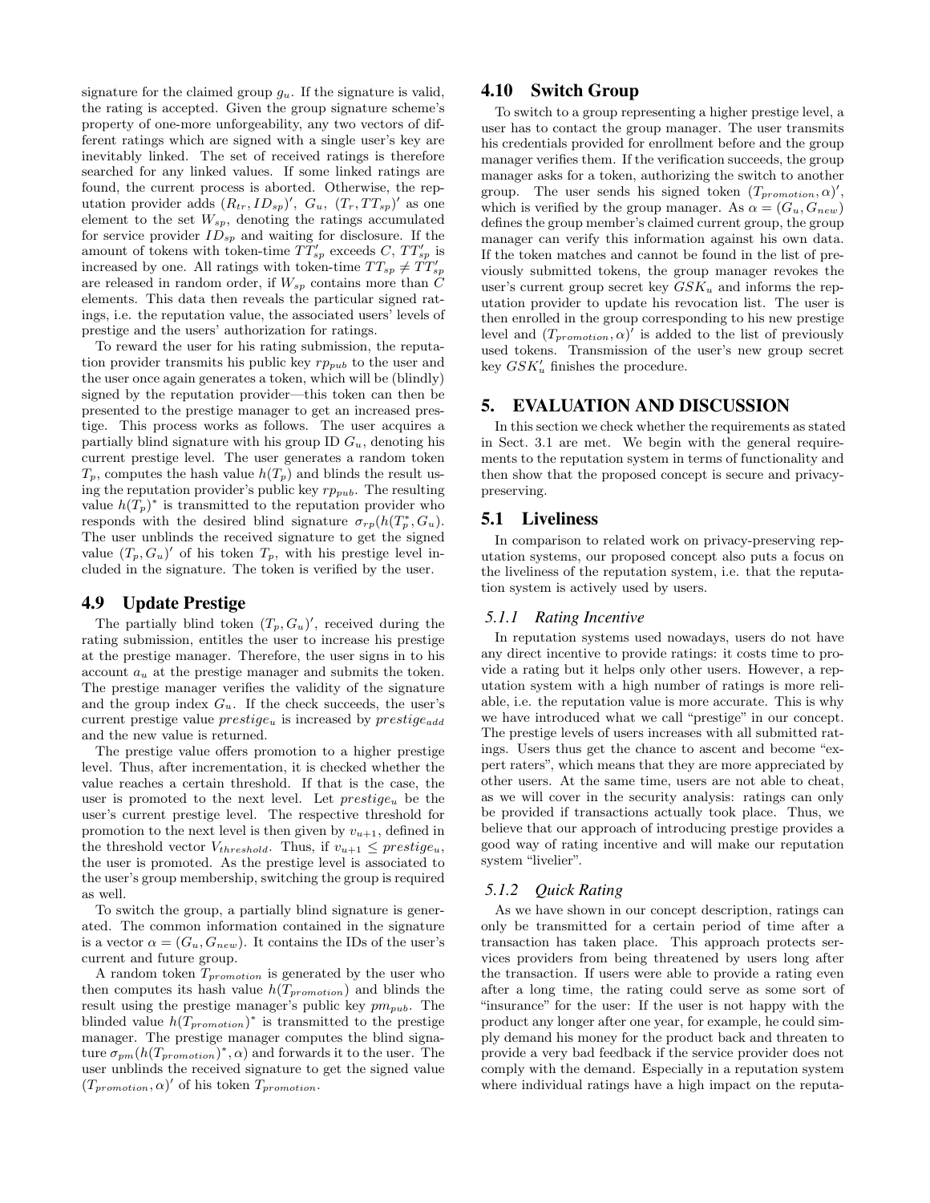signature for the claimed group $g_u$. If the signature is valid, the rating is accepted. Given the group signature scheme's property of one-more unforgeability, any two vectors of different ratings which are signed with a single user's key are inevitably linked. The set of received ratings is therefore searched for any linked values. If some linked ratings are found, the current process is aborted. Otherwise, the reputation provider adds $(R_{tr}, ID_{sp})'$, $G_u$, $(T_r, TT_{sp})'$ as one element to the set $W_{sp}$, denoting the ratings accumulated for service provider $ID_{sp}$ and waiting for disclosure. If the amount of tokens with token-time $TT'_{sp}$ exceeds $C$, $TT'_{sp}$ is increased by one. All ratings with token-time $TT_{sp} \neq TT'_{sp}$ are released in random order, if $W_{sp}$ contains more than $C$ elements. This data then reveals the particular signed ratings, i.e. the reputation value, the associated users' levels of prestige and the users' authorization for ratings.

To reward the user for his rating submission, the reputation provider transmits his public key $rp_{pub}$ to the user and the user once again generates a token, which will be (blindly) signed by the reputation provider—this token can then be presented to the prestige manager to get an increased prestige. This process works as follows. The user acquires a partially blind signature with his group ID $G_u$, denoting his current prestige level. The user generates a random token $T_p$, computes the hash value $h(T_p)$ and blinds the result using the reputation provider's public key $rp_{pub}$. The resulting value $h(T_p)^*$ is transmitted to the reputation provider who responds with the desired blind signature $\sigma_{rp}(h(T_p^*, G_u)$. The user unblinds the received signature to get the signed value $(T_p, G_u)'$ of his token $T_p$, with his prestige level included in the signature. The token is verified by the user.

## 4.9 Update Prestige

The partially blind token $(T_p, G_u)'$, received during the rating submission, entitles the user to increase his prestige at the prestige manager. Therefore, the user signs in to his account $a_u$ at the prestige manager and submits the token. The prestige manager verifies the validity of the signature and the group index $G_u$. If the check succeeds, the user's current prestige value $prestige_u$ is increased by $prestige_{add}$ and the new value is returned.

The prestige value offers promotion to a higher prestige level. Thus, after incrementation, it is checked whether the value reaches a certain threshold. If that is the case, the user is promoted to the next level. Let $prestige_u$ be the user's current prestige level. The respective threshold for promotion to the next level is then given by $v_{u+1}$, defined in the threshold vector $V_{threshold}$. Thus, if $v_{u+1} \leq prestige_u$, the user is promoted. As the prestige level is associated to the user's group membership, switching the group is required as well.

To switch the group, a partially blind signature is generated. The common information contained in the signature is a vector $\alpha = (G_u, G_{new})$. It contains the IDs of the user's current and future group.

A random token $T_{promotion}$ is generated by the user who then computes its hash value $h(T_{promotion})$ and blinds the result using the prestige manager's public key $pm_{pub}$. The blinded value $h(T_{promotion})^*$ is transmitted to the prestige manager. The prestige manager computes the blind signature $\sigma_{pm}(h(T_{promotion})^*, \alpha)$ and forwards it to the user. The user unblinds the received signature to get the signed value $(T_{promotion}, \alpha)'$ of his token $T_{promotion}$.

## 4.10 Switch Group

To switch to a group representing a higher prestige level, a user has to contact the group manager. The user transmits his credentials provided for enrollment before and the group manager verifies them. If the verification succeeds, the group manager asks for a token, authorizing the switch to another group. The user sends his signed token $(T_{promotion}, \alpha)'$, which is verified by the group manager. As $\alpha = (G_u, G_{new})$ defines the group member's claimed current group, the group manager can verify this information against his own data. If the token matches and cannot be found in the list of previously submitted tokens, the group manager revokes the user's current group secret key $GSK_u$ and informs the reputation provider to update his revocation list. The user is then enrolled in the group corresponding to his new prestige level and $(T_{promotion}, \alpha)'$ is added to the list of previously used tokens. Transmission of the user's new group secret key $GSK'_u$ finishes the procedure.

# 5. EVALUATION AND DISCUSSION

In this section we check whether the requirements as stated in Sect. 3.1 are met. We begin with the general requirements to the reputation system in terms of functionality and then show that the proposed concept is secure and privacy-preserving.

## 5.1 Liveliness

In comparison to related work on privacy-preserving reputation systems, our proposed concept also puts a focus on the liveliness of the reputation system, i.e. that the reputation system is actively used by users.

### *5.1.1 Rating Incentive*

In reputation systems used nowadays, users do not have any direct incentive to provide ratings: it costs time to provide a rating but it helps only other users. However, a reputation system with a high number of ratings is more reliable, i.e. the reputation value is more accurate. This is why we have introduced what we call "prestige" in our concept. The prestige levels of users increases with all submitted ratings. Users thus get the chance to ascent and become "expert raters", which means that they are more appreciated by other users. At the same time, users are not able to cheat, as we will cover in the security analysis: ratings can only be provided if transactions actually took place. Thus, we believe that our approach of introducing prestige provides a good way of rating incentive and will make our reputation system "livelier".

### *5.1.2 Quick Rating*

As we have shown in our concept description, ratings can only be transmitted for a certain period of time after a transaction has taken place. This approach protects services providers from being threatened by users long after the transaction. If users were able to provide a rating even after a long time, the rating could serve as some sort of "insurance" for the user: If the user is not happy with the product any longer after one year, for example, he could simply demand his money for the product back and threaten to provide a very bad feedback if the service provider does not comply with the demand. Especially in a reputation system where individual ratings have a high impact on the reputa-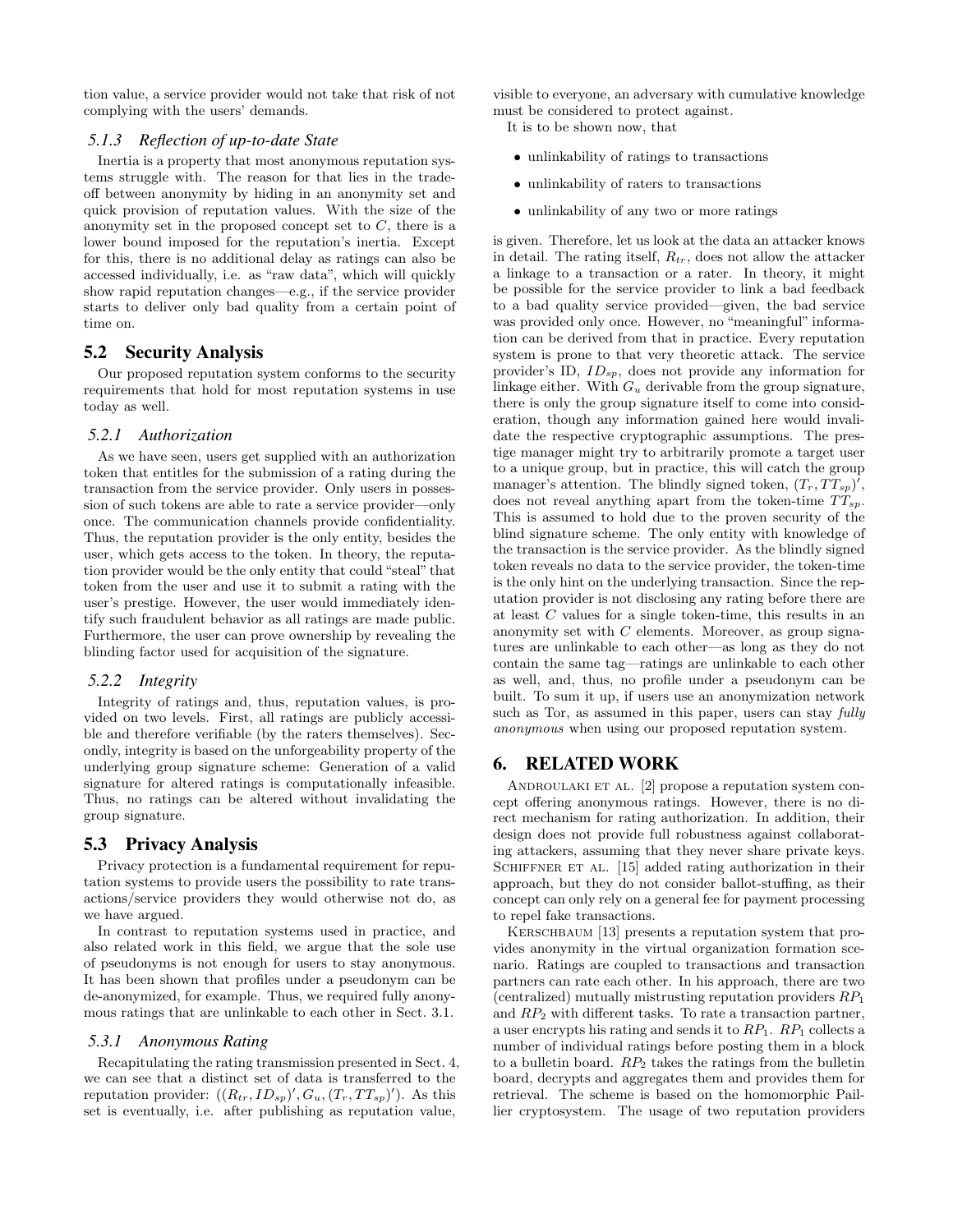tion value, a service provider would not take that risk of not complying with the users' demands.

### 5.1.3 Reflection of up-to-date State

Inertia is a property that most anonymous reputation systems struggle with. The reason for that lies in the trade-off between anonymity by hiding in an anonymity set and quick provision of reputation values. With the size of the anonymity set in the proposed concept set to $C$, there is a lower bound imposed for the reputation's inertia. Except for this, there is no additional delay as ratings can also be accessed individually, i.e. as "raw data", which will quickly show rapid reputation changes—e.g., if the service provider starts to deliver only bad quality from a certain point of time on.

## 5.2 Security Analysis

Our proposed reputation system conforms to the security requirements that hold for most reputation systems in use today as well.

### 5.2.1 Authorization

As we have seen, users get supplied with an authorization token that entitles for the submission of a rating during the transaction from the service provider. Only users in possession of such tokens are able to rate a service provider—only once. The communication channels provide confidentiality. Thus, the reputation provider is the only entity, besides the user, which gets access to the token. In theory, the reputation provider would be the only entity that could "steal" that token from the user and use it to submit a rating with the user's prestige. However, the user would immediately identify such fraudulent behavior as all ratings are made public. Furthermore, the user can prove ownership by revealing the blinding factor used for acquisition of the signature.

### 5.2.2 Integrity

Integrity of ratings and, thus, reputation values, is provided on two levels. First, all ratings are publicly accessible and therefore verifiable (by the raters themselves). Secondly, integrity is based on the unforgeability property of the underlying group signature scheme: Generation of a valid signature for altered ratings is computationally infeasible. Thus, no ratings can be altered without invalidating the group signature.

## 5.3 Privacy Analysis

Privacy protection is a fundamental requirement for reputation systems to provide users the possibility to rate transactions/service providers they would otherwise not do, as we have argued.

In contrast to reputation systems used in practice, and also related work in this field, we argue that the sole use of pseudonyms is not enough for users to stay anonymous. It has been shown that profiles under a pseudonym can be de-anonymized, for example. Thus, we required fully anonymous ratings that are unlinkable to each other in Sect. 3.1.

### 5.3.1 Anonymous Rating

Recapitulating the rating transmission presented in Sect. 4, we can see that a distinct set of data is transferred to the reputation provider: $((R_{tr}, ID_{sp})', G_u, (T_r, TT_{sp})')$. As this set is eventually, i.e. after publishing as reputation value, visible to everyone, an adversary with cumulative knowledge must be considered to protect against.

It is to be shown now, that

- unlinkability of ratings to transactions
- unlinkability of raters to transactions
- unlinkability of any two or more ratings

is given. Therefore, let us look at the data an attacker knows in detail. The rating itself, $R_{tr}$, does not allow the attacker a linkage to a transaction or a rater. In theory, it might be possible for the service provider to link a bad feedback to a bad quality service provided—given, the bad service was provided only once. However, no "meaningful" information can be derived from that in practice. Every reputation system is prone to that very theoretic attack. The service provider's ID, $ID_{sp}$, does not provide any information for linkage either. With $G_u$ derivable from the group signature, there is only the group signature itself to come into consideration, though any information gained here would invalidate the respective cryptographic assumptions. The prestige manager might try to arbitrarily promote a target user to a unique group, but in practice, this will catch the group manager's attention. The blindly signed token, $(T_r, TT_{sp})'$, does not reveal anything apart from the token-time $TT_{sp}$. This is assumed to hold due to the proven security of the blind signature scheme. The only entity with knowledge of the transaction is the service provider. As the blindly signed token reveals no data to the service provider, the token-time is the only hint on the underlying transaction. Since the reputation provider is not disclosing any rating before there are at least $C$ values for a single token-time, this results in an anonymity set with $C$ elements. Moreover, as group signatures are unlinkable to each other—as long as they do not contain the same tag—ratings are unlinkable to each other as well, and, thus, no profile under a pseudonym can be built. To sum it up, if users use an anonymization network such as Tor, as assumed in this paper, users can stay *fully anonymous* when using our proposed reputation system.

# 6. RELATED WORK

Androulaki et al. [2] propose a reputation system concept offering anonymous ratings. However, there is no direct mechanism for rating authorization. In addition, their design does not provide full robustness against collaborating attackers, assuming that they never share private keys. Schiffner et al. [15] added rating authorization in their approach, but they do not consider ballot-stuffing, as their concept can only rely on a general fee for payment processing to repel fake transactions.

Kerschbaum [13] presents a reputation system that provides anonymity in the virtual organization formation scenario. Ratings are coupled to transactions and transaction partners can rate each other. In his approach, there are two (centralized) mutually mistrusting reputation providers $RP_1$ and $RP_2$ with different tasks. To rate a transaction partner, a user encrypts his rating and sends it to $RP_1$. $RP_1$ collects a number of individual ratings before posting them in a block to a bulletin board. $RP_2$ takes the ratings from the bulletin board, decrypts and aggregates them and provides them for retrieval. The scheme is based on the homomorphic Paillier cryptosystem. The usage of two reputation providers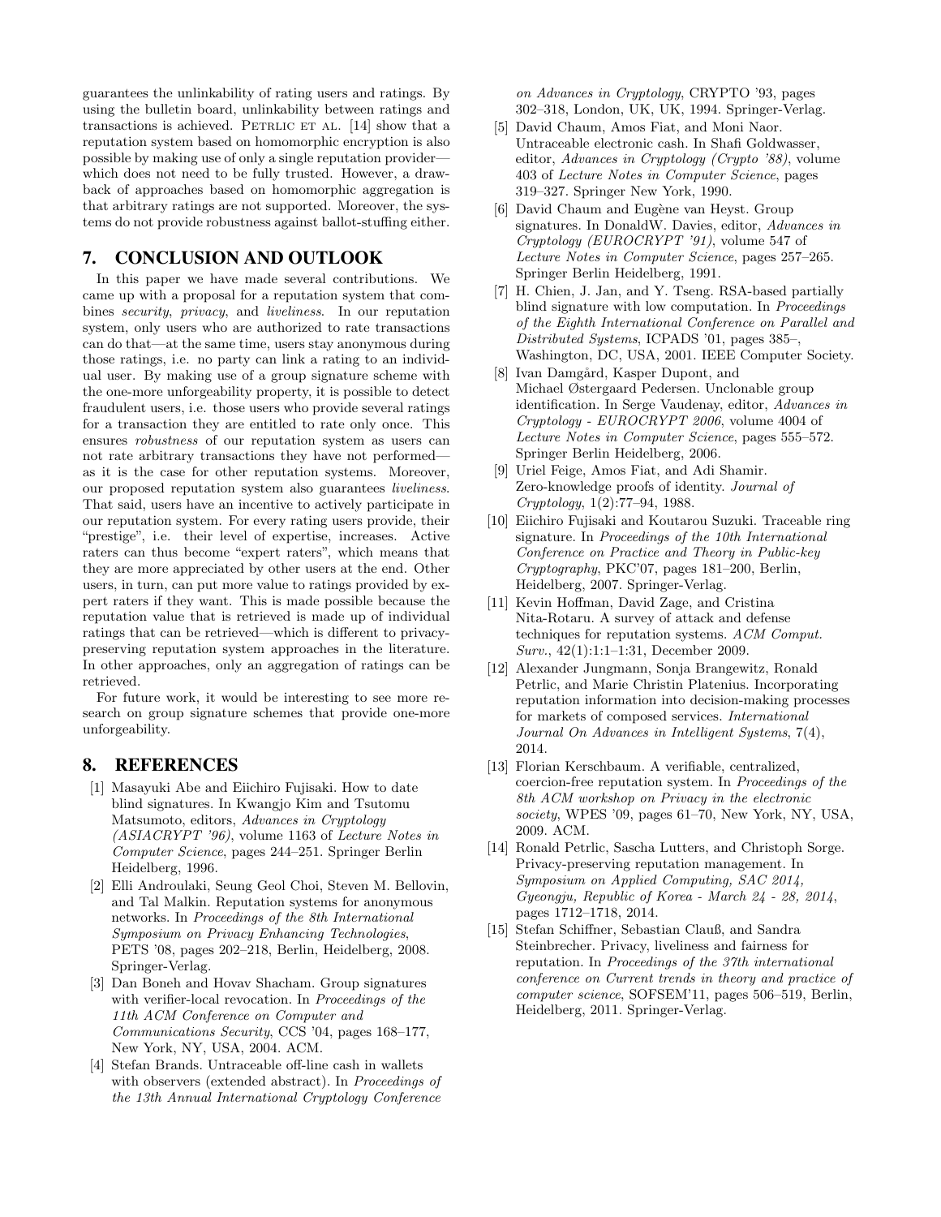guarantees the unlinkability of rating users and ratings. By using the bulletin board, unlinkability between ratings and transactions is achieved. PETRLIC ET AL. [14] show that a reputation system based on homomorphic encryption is also possible by making use of only a single reputation provider—which does not need to be fully trusted. However, a drawback of approaches based on homomorphic aggregation is that arbitrary ratings are not supported. Moreover, the systems do not provide robustness against ballot-stuffing either.

## 7. CONCLUSION AND OUTLOOK

In this paper we have made several contributions. We came up with a proposal for a reputation system that combines *security*, *privacy*, and *liveliness*. In our reputation system, only users who are authorized to rate transactions can do that—at the same time, users stay anonymous during those ratings, i.e. no party can link a rating to an individual user. By making use of a group signature scheme with the one-more unforgeability property, it is possible to detect fraudulent users, i.e. those users who provide several ratings for a transaction they are entitled to rate only once. This ensures *robustness* of our reputation system as users can not rate arbitrary transactions they have not performed—as it is the case for other reputation systems. Moreover, our proposed reputation system also guarantees *liveliness*. That said, users have an incentive to actively participate in our reputation system. For every rating users provide, their "prestige", i.e. their level of expertise, increases. Active raters can thus become "expert raters", which means that they are more appreciated by other users at the end. Other users, in turn, can put more value to ratings provided by expert raters if they want. This is made possible because the reputation value that is retrieved is made up of individual ratings that can be retrieved—which is different to privacy-preserving reputation system approaches in the literature. In other approaches, only an aggregation of ratings can be retrieved.

For future work, it would be interesting to see more research on group signature schemes that provide one-more unforgeability.

## 8. REFERENCES

[1] Masayuki Abe and Eiichiro Fujisaki. How to date blind signatures. In Kwangjo Kim and Tsutomu Matsumoto, editors, *Advances in Cryptology (ASIACRYPT '96)*, volume 1163 of *Lecture Notes in Computer Science*, pages 244–251. Springer Berlin Heidelberg, 1996.

[2] Elli Androulaki, Seung Geol Choi, Steven M. Bellovin, and Tal Malkin. Reputation systems for anonymous networks. In *Proceedings of the 8th International Symposium on Privacy Enhancing Technologies*, PETS '08, pages 202–218, Berlin, Heidelberg, 2008. Springer-Verlag.

[3] Dan Boneh and Hovav Shacham. Group signatures with verifier-local revocation. In *Proceedings of the 11th ACM Conference on Computer and Communications Security*, CCS '04, pages 168–177, New York, NY, USA, 2004. ACM.

[4] Stefan Brands. Untraceable off-line cash in wallets with observers (extended abstract). In *Proceedings of the 13th Annual International Cryptology Conference on Advances in Cryptology*, CRYPTO '93, pages 302–318, London, UK, UK, 1994. Springer-Verlag.

[5] David Chaum, Amos Fiat, and Moni Naor. Untraceable electronic cash. In Shafi Goldwasser, editor, *Advances in Cryptology (Crypto '88)*, volume 403 of *Lecture Notes in Computer Science*, pages 319–327. Springer New York, 1990.

[6] David Chaum and Eugène van Heyst. Group signatures. In DonaldW. Davies, editor, *Advances in Cryptology (EUROCRYPT '91)*, volume 547 of *Lecture Notes in Computer Science*, pages 257–265. Springer Berlin Heidelberg, 1991.

[7] H. Chien, J. Jan, and Y. Tseng. RSA-based partially blind signature with low computation. In *Proceedings of the Eighth International Conference on Parallel and Distributed Systems*, ICPADS '01, pages 385–, Washington, DC, USA, 2001. IEEE Computer Society.

[8] Ivan Damgård, Kasper Dupont, and Michael Østergaard Pedersen. Unclonable group identification. In Serge Vaudenay, editor, *Advances in Cryptology - EUROCRYPT 2006*, volume 4004 of *Lecture Notes in Computer Science*, pages 555–572. Springer Berlin Heidelberg, 2006.

[9] Uriel Feige, Amos Fiat, and Adi Shamir. Zero-knowledge proofs of identity. *Journal of Cryptology*, 1(2):77–94, 1988.

[10] Eiichiro Fujisaki and Koutarou Suzuki. Traceable ring signature. In *Proceedings of the 10th International Conference on Practice and Theory in Public-key Cryptography*, PKC'07, pages 181–200, Berlin, Heidelberg, 2007. Springer-Verlag.

[11] Kevin Hoffman, David Zage, and Cristina Nita-Rotaru. A survey of attack and defense techniques for reputation systems. *ACM Comput. Surv.*, 42(1):1:1–1:31, December 2009.

[12] Alexander Jungmann, Sonja Brangewitz, Ronald Petrlic, and Marie Christin Platenius. Incorporating reputation information into decision-making processes for markets of composed services. *International Journal On Advances in Intelligent Systems*, 7(4), 2014.

[13] Florian Kerschbaum. A verifiable, centralized, coercion-free reputation system. In *Proceedings of the 8th ACM workshop on Privacy in the electronic society*, WPES '09, pages 61–70, New York, NY, USA, 2009. ACM.

[14] Ronald Petrlic, Sascha Lutters, and Christoph Sorge. Privacy-preserving reputation management. In *Symposium on Applied Computing, SAC 2014, Gyeongju, Republic of Korea - March 24 - 28, 2014*, pages 1712–1718, 2014.

[15] Stefan Schiffner, Sebastian Clauß, and Sandra Steinbrecher. Privacy, liveliness and fairness for reputation. In *Proceedings of the 37th international conference on Current trends in theory and practice of computer science*, SOFSEM'11, pages 506–519, Berlin, Heidelberg, 2011. Springer-Verlag.